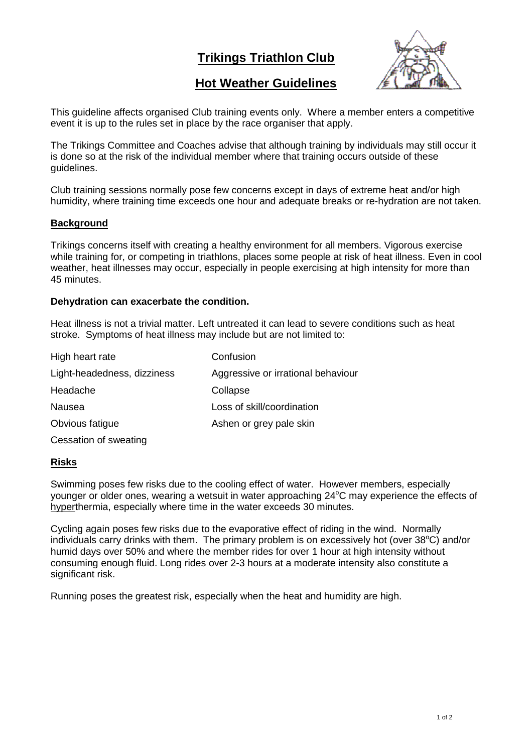# Trikings Triathlon Club

## Hot Weather Guidelines

This guideline affects organised Club training events only. Where a member enters a competitive event it is up to the rules set in place by the race organiser that apply.

The Trikings Committee and Coaches advise that although training by individuals may still occur it is done so at the risk of the individual member where that training occurs outside of these guidelines.

Club training sessions normally pose few concerns except in days of extreme heat and/or high humidity, where training time exceeds one hour and adequate breaks or re-hydration are not taken.

### Background

Trikings concerns itself with creating a healthy environment for all members. Vigorous exercise while training for, or competing in triathlons, places some people at risk of heat illness. Even in cool weather, heat illnesses may occur, especially in people exercising at high intensity for more than 45 minutes.

**Dehydration can exacerbate the condition.**

Heat illness is not a trivial matter. Left untreated it can lead to severe conditions such as heat stroke. Symptoms of heat illness may include but are not limited to:

- High heart rate
- Light-headedness, dizziness
- Headache
- Nausea
- Obvious fatigue
- Cessation of sweating
- Confusion
- Aggressive or irrational behaviour
- Collapse
- Loss of skill/coordination
- Ashen or grey pale skin

### Risks

Swimming poses few risks due to the cooling effect of water. However members, especially younger or older ones, wearing a wetsuit in water approaching 24°C may experience the effects of hyperthermia, especially where time in the water exceeds 30 minutes.

Cycling again poses few risks due to the evaporative effect of riding in the wind. Normally individuals carry drinks with them. The primary problem is on excessively hot (over 38°C) and/or humid days over 50% and where the member rides for over 1 hour at high intensity without consuming enough fluid. Long rides over 2-3 hours at a moderate intensity also constitute a significant risk.

Running poses the greatest risk, especially when the heat and humidity are high.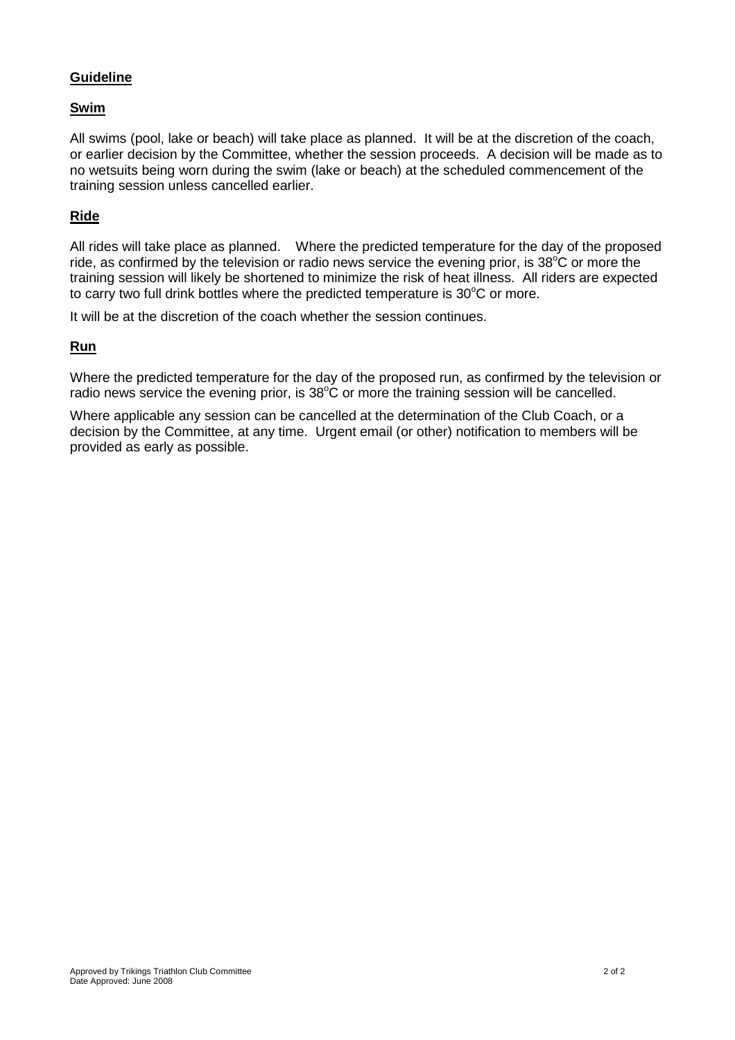## Guideline

### Swim

All swims (pool, lake or beach) will take place as planned. It will be at the discretion of the coach, or earlier decision by the Committee, whether the session proceeds. A decision will be made as to no wetsuits being worn during the swim (lake or beach) at the scheduled commencement of the training session unless cancelled earlier.

### Ride

All rides will take place as planned. Where the predicted temperature for the day of the proposed ride, as confirmed by the television or radio news service the evening prior, is 38°C or more the training session will likely be shortened to minimize the risk of heat illness. All riders are expected to carry two full drink bottles where the predicted temperature is 30°C or more.

It will be at the discretion of the coach whether the session continues.

### Run

Where the predicted temperature for the day of the proposed run, as confirmed by the television or radio news service the evening prior, is 38°C or more the training session will be cancelled.

Where applicable any session can be cancelled at the determination of the Club Coach, or a decision by the Committee, at any time. Urgent email (or other) notification to members will be provided as early as possible.

Approved by Trikings Triathlon Club Committee
Date Approved: June 2008